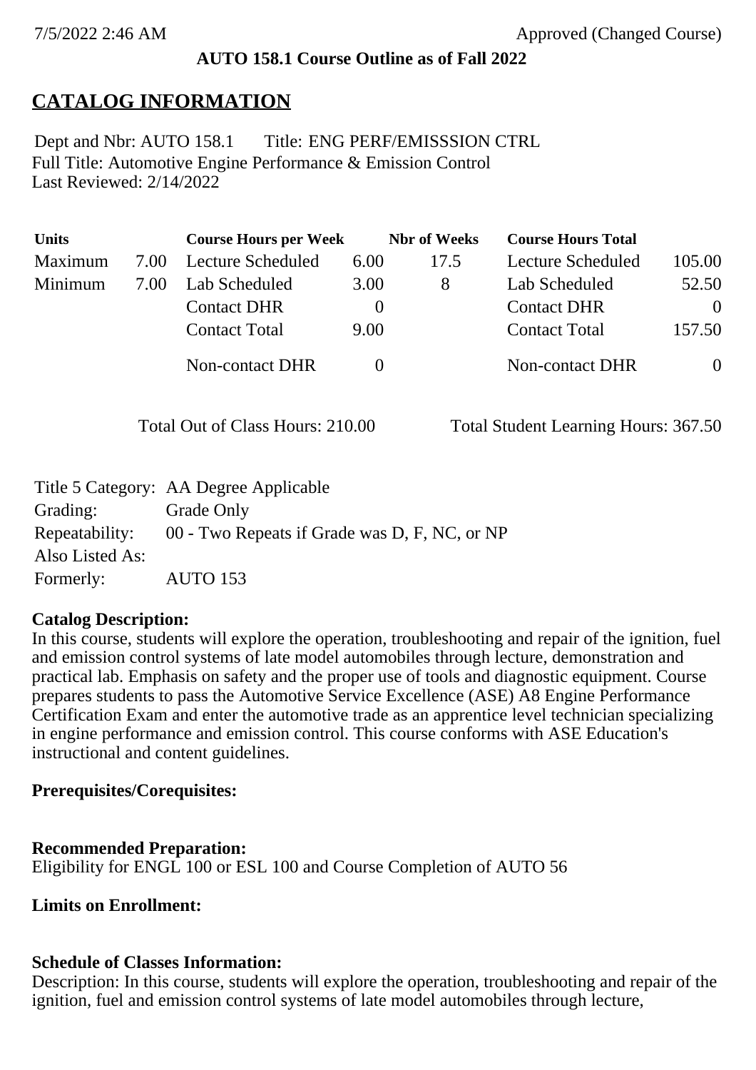7/5/2022 2:46 AM Approved (Changed Course)

**AUTO 158.1 Course Outline as of Fall 2022**

# CATALOG INFORMATION

Dept and Nbr: AUTO 158.1 Title: ENG PERF/EMISSSION CTRL
Full Title: Automotive Engine Performance & Emission Control
Last Reviewed: 2/14/2022

| Units | | Course Hours per Week | | Nbr of Weeks | Course Hours Total | |
|---|---|---|---|---|---|---|
| Maximum | 7.00 | Lecture Scheduled | 6.00 | 17.5 | Lecture Scheduled | 105.00 |
| Minimum | 7.00 | Lab Scheduled | 3.00 | 8 | Lab Scheduled | 52.50 |
| | | Contact DHR | 0 | | Contact DHR | 0 |
| | | Contact Total | 9.00 | | Contact Total | 157.50 |
| | | Non-contact DHR | 0 | | Non-contact DHR | 0 |

Total Out of Class Hours: 210.00 Total Student Learning Hours: 367.50

Title 5 Category: AA Degree Applicable
Grading: Grade Only
Repeatability: 00 - Two Repeats if Grade was D, F, NC, or NP
Also Listed As:
Formerly: AUTO 153

**Catalog Description:**
In this course, students will explore the operation, troubleshooting and repair of the ignition, fuel and emission control systems of late model automobiles through lecture, demonstration and practical lab. Emphasis on safety and the proper use of tools and diagnostic equipment. Course prepares students to pass the Automotive Service Excellence (ASE) A8 Engine Performance Certification Exam and enter the automotive trade as an apprentice level technician specializing in engine performance and emission control. This course conforms with ASE Education's instructional and content guidelines.

**Prerequisites/Corequisites:**

**Recommended Preparation:**
Eligibility for ENGL 100 or ESL 100 and Course Completion of AUTO 56

**Limits on Enrollment:**

**Schedule of Classes Information:**
Description: In this course, students will explore the operation, troubleshooting and repair of the ignition, fuel and emission control systems of late model automobiles through lecture,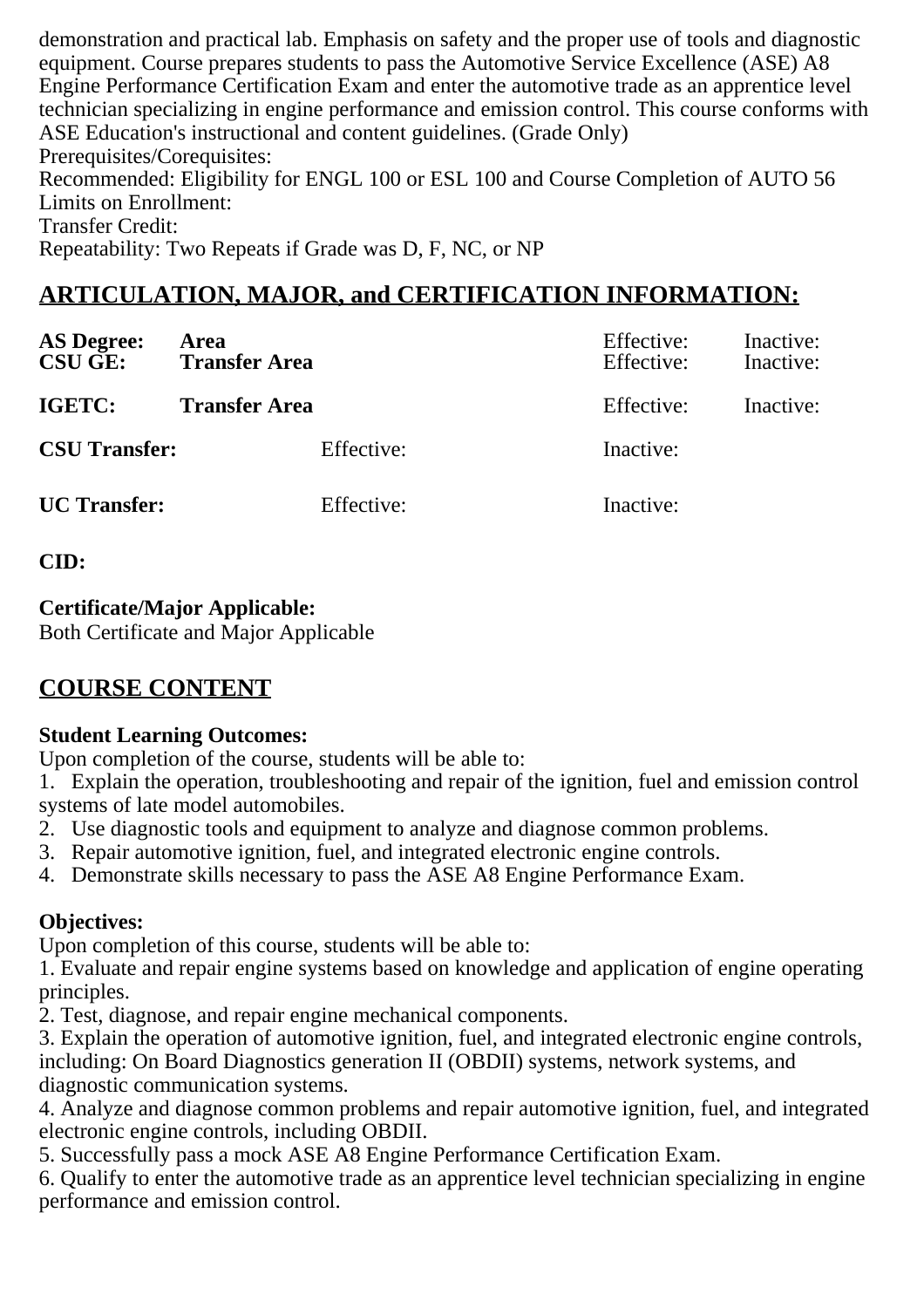demonstration and practical lab. Emphasis on safety and the proper use of tools and diagnostic equipment. Course prepares students to pass the Automotive Service Excellence (ASE) A8 Engine Performance Certification Exam and enter the automotive trade as an apprentice level technician specializing in engine performance and emission control. This course conforms with ASE Education's instructional and content guidelines. (Grade Only)
Prerequisites/Corequisites:
Recommended: Eligibility for ENGL 100 or ESL 100 and Course Completion of AUTO 56
Limits on Enrollment:
Transfer Credit:
Repeatability: Two Repeats if Grade was D, F, NC, or NP

## ARTICULATION, MAJOR, and CERTIFICATION INFORMATION:

| | | | |
|---|---|---|---|
| **AS Degree:** | **Area** | Effective: | Inactive: |
| **CSU GE:** | **Transfer Area** | Effective: | Inactive: |
| **IGETC:** | **Transfer Area** | Effective: | Inactive: |
| **CSU Transfer:** | Effective: | Inactive: | |
| **UC Transfer:** | Effective: | Inactive: | |

**CID:**

**Certificate/Major Applicable:**
Both Certificate and Major Applicable

## COURSE CONTENT

**Student Learning Outcomes:**
Upon completion of the course, students will be able to:
1. Explain the operation, troubleshooting and repair of the ignition, fuel and emission control systems of late model automobiles.
2. Use diagnostic tools and equipment to analyze and diagnose common problems.
3. Repair automotive ignition, fuel, and integrated electronic engine controls.
4. Demonstrate skills necessary to pass the ASE A8 Engine Performance Exam.

**Objectives:**
Upon completion of this course, students will be able to:
1. Evaluate and repair engine systems based on knowledge and application of engine operating principles.
2. Test, diagnose, and repair engine mechanical components.
3. Explain the operation of automotive ignition, fuel, and integrated electronic engine controls, including: On Board Diagnostics generation II (OBDII) systems, network systems, and diagnostic communication systems.
4. Analyze and diagnose common problems and repair automotive ignition, fuel, and integrated electronic engine controls, including OBDII.
5. Successfully pass a mock ASE A8 Engine Performance Certification Exam.
6. Qualify to enter the automotive trade as an apprentice level technician specializing in engine performance and emission control.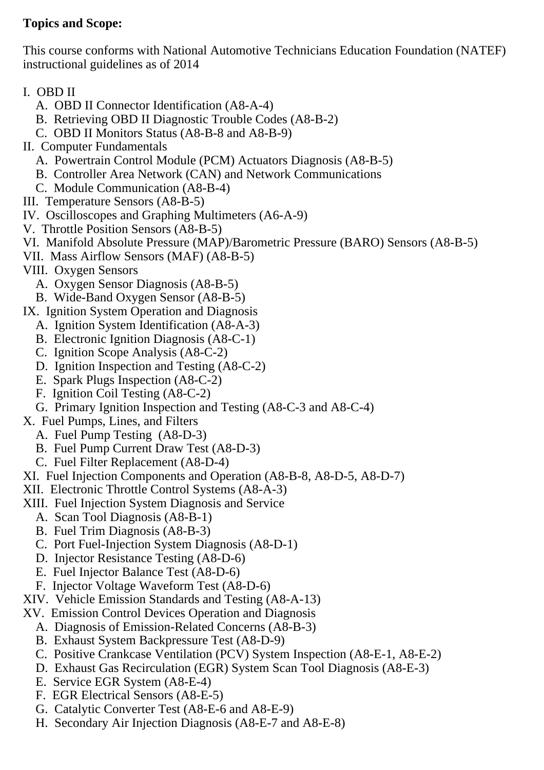**Topics and Scope:**

This course conforms with National Automotive Technicians Education Foundation (NATEF) instructional guidelines as of 2014

- I. OBD II
  - A. OBD II Connector Identification (A8-A-4)
  - B. Retrieving OBD II Diagnostic Trouble Codes (A8-B-2)
  - C. OBD II Monitors Status (A8-B-8 and A8-B-9)
- II. Computer Fundamentals
  - A. Powertrain Control Module (PCM) Actuators Diagnosis (A8-B-5)
  - B. Controller Area Network (CAN) and Network Communications
  - C. Module Communication (A8-B-4)
- III. Temperature Sensors (A8-B-5)
- IV. Oscilloscopes and Graphing Multimeters (A6-A-9)
- V. Throttle Position Sensors (A8-B-5)
- VI. Manifold Absolute Pressure (MAP)/Barometric Pressure (BARO) Sensors (A8-B-5)
- VII. Mass Airflow Sensors (MAF) (A8-B-5)
- VIII. Oxygen Sensors
  - A. Oxygen Sensor Diagnosis (A8-B-5)
  - B. Wide-Band Oxygen Sensor (A8-B-5)
- IX. Ignition System Operation and Diagnosis
  - A. Ignition System Identification (A8-A-3)
  - B. Electronic Ignition Diagnosis (A8-C-1)
  - C. Ignition Scope Analysis (A8-C-2)
  - D. Ignition Inspection and Testing (A8-C-2)
  - E. Spark Plugs Inspection (A8-C-2)
  - F. Ignition Coil Testing (A8-C-2)
  - G. Primary Ignition Inspection and Testing (A8-C-3 and A8-C-4)
- X. Fuel Pumps, Lines, and Filters
  - A. Fuel Pump Testing (A8-D-3)
  - B. Fuel Pump Current Draw Test (A8-D-3)
  - C. Fuel Filter Replacement (A8-D-4)
- XI. Fuel Injection Components and Operation (A8-B-8, A8-D-5, A8-D-7)
- XII. Electronic Throttle Control Systems (A8-A-3)
- XIII. Fuel Injection System Diagnosis and Service
  - A. Scan Tool Diagnosis (A8-B-1)
  - B. Fuel Trim Diagnosis (A8-B-3)
  - C. Port Fuel-Injection System Diagnosis (A8-D-1)
  - D. Injector Resistance Testing (A8-D-6)
  - E. Fuel Injector Balance Test (A8-D-6)
  - F. Injector Voltage Waveform Test (A8-D-6)
- XIV. Vehicle Emission Standards and Testing (A8-A-13)
- XV. Emission Control Devices Operation and Diagnosis
  - A. Diagnosis of Emission-Related Concerns (A8-B-3)
  - B. Exhaust System Backpressure Test (A8-D-9)
  - C. Positive Crankcase Ventilation (PCV) System Inspection (A8-E-1, A8-E-2)
  - D. Exhaust Gas Recirculation (EGR) System Scan Tool Diagnosis (A8-E-3)
  - E. Service EGR System (A8-E-4)
  - F. EGR Electrical Sensors (A8-E-5)
  - G. Catalytic Converter Test (A8-E-6 and A8-E-9)
  - H. Secondary Air Injection Diagnosis (A8-E-7 and A8-E-8)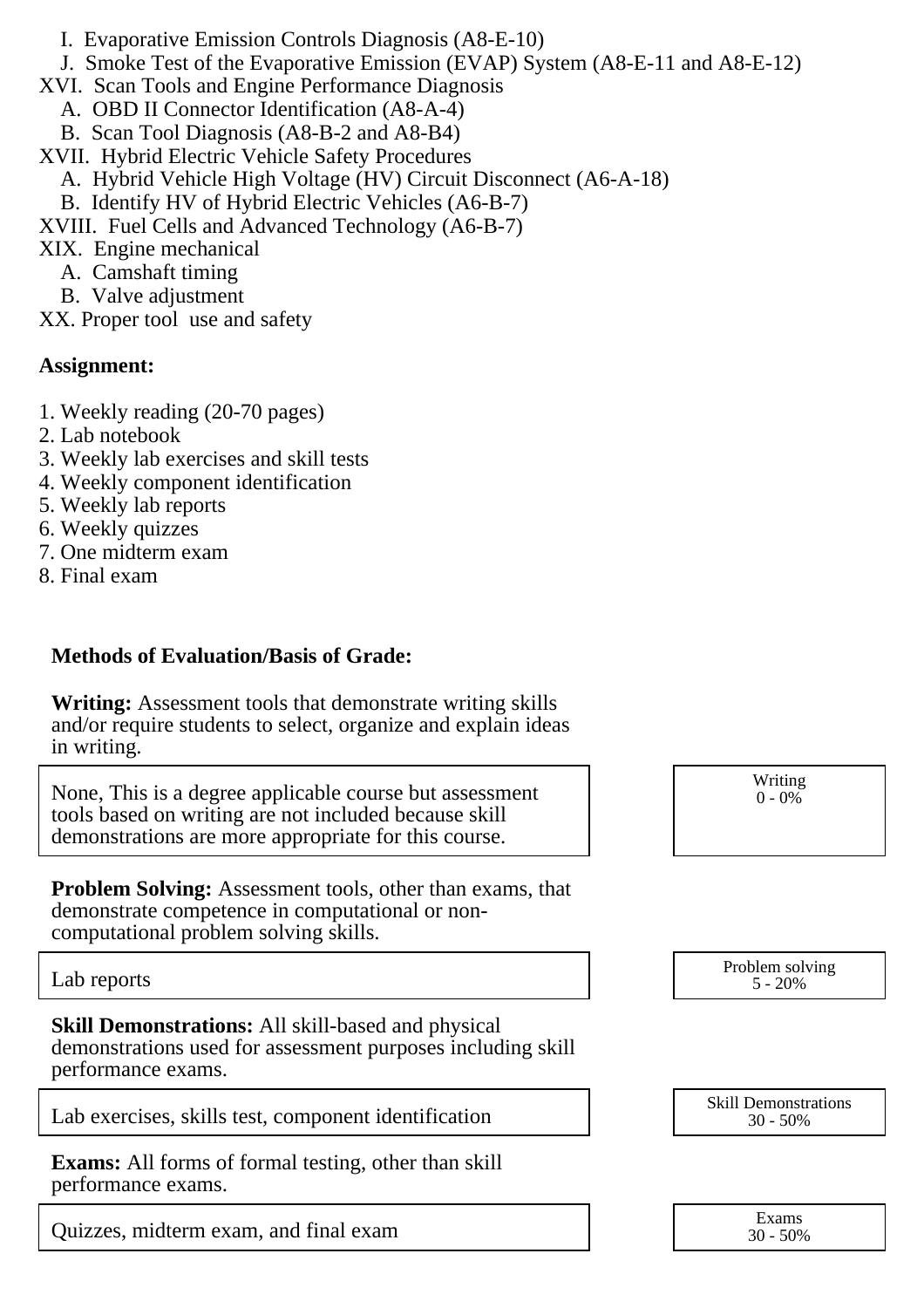I. Evaporative Emission Controls Diagnosis (A8-E-10)
   J. Smoke Test of the Evaporative Emission (EVAP) System (A8-E-11 and A8-E-12)

XVI. Scan Tools and Engine Performance Diagnosis
   A. OBD II Connector Identification (A8-A-4)
   B. Scan Tool Diagnosis (A8-B-2 and A8-B4)

XVII. Hybrid Electric Vehicle Safety Procedures
   A. Hybrid Vehicle High Voltage (HV) Circuit Disconnect (A6-A-18)
   B. Identify HV of Hybrid Electric Vehicles (A6-B-7)

XVIII. Fuel Cells and Advanced Technology (A6-B-7)

XIX. Engine mechanical
   A. Camshaft timing
   B. Valve adjustment

XX. Proper tool use and safety

**Assignment:**

1. Weekly reading (20-70 pages)
2. Lab notebook
3. Weekly lab exercises and skill tests
4. Weekly component identification
5. Weekly lab reports
6. Weekly quizzes
7. One midterm exam
8. Final exam

**Methods of Evaluation/Basis of Grade:**

**Writing:** Assessment tools that demonstrate writing skills and/or require students to select, organize and explain ideas in writing.

| | |
|---|---|
| None, This is a degree applicable course but assessment tools based on writing are not included because skill demonstrations are more appropriate for this course. | Writing 0 - 0% |

**Problem Solving:** Assessment tools, other than exams, that demonstrate competence in computational or non-computational problem solving skills.

| | |
|---|---|
| Lab reports | Problem solving 5 - 20% |

**Skill Demonstrations:** All skill-based and physical demonstrations used for assessment purposes including skill performance exams.

| | |
|---|---|
| Lab exercises, skills test, component identification | Skill Demonstrations 30 - 50% |

**Exams:** All forms of formal testing, other than skill performance exams.

| | |
|---|---|
| Quizzes, midterm exam, and final exam | Exams 30 - 50% |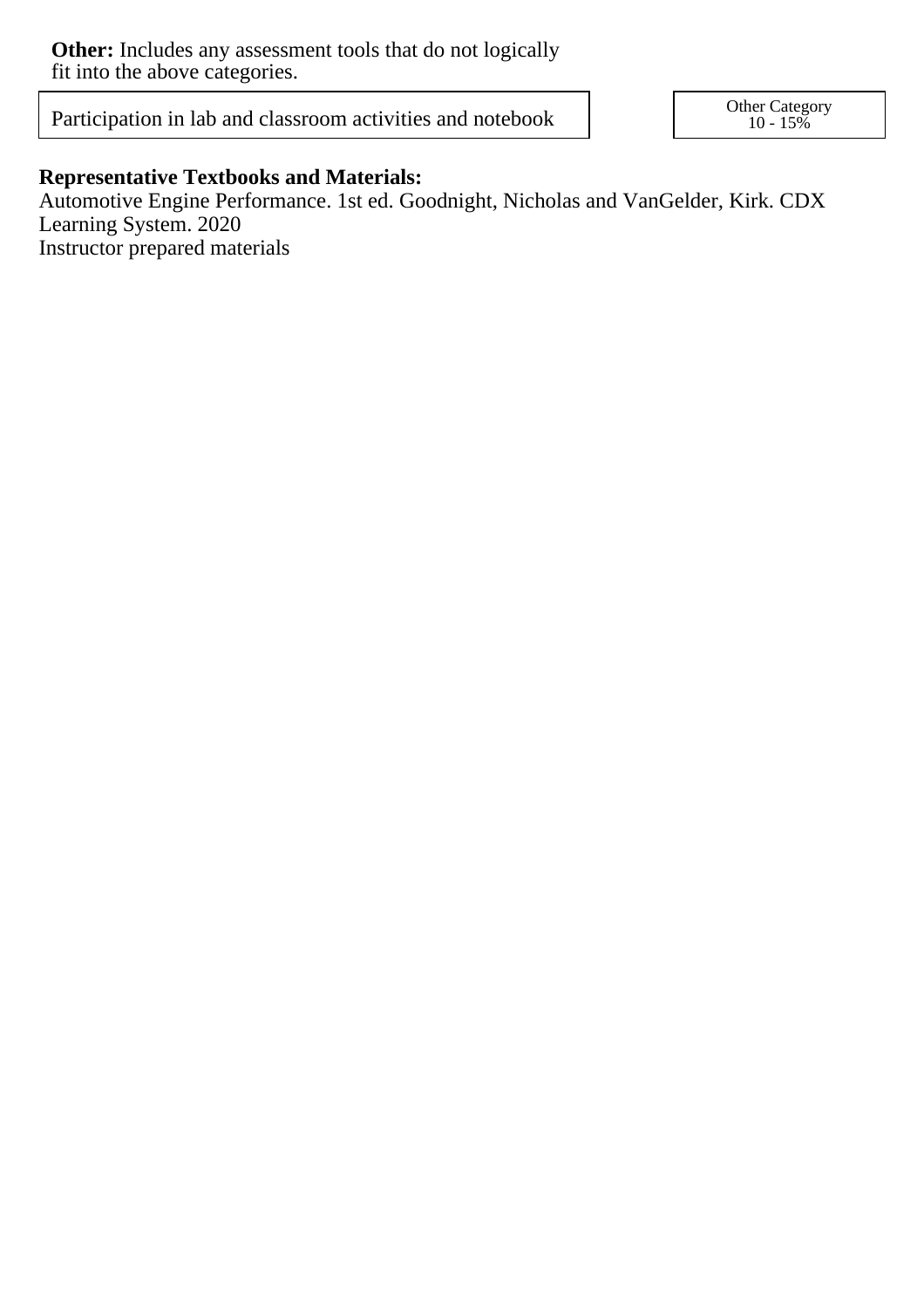**Other:** Includes any assessment tools that do not logically fit into the above categories.

| | |
|---|---|
| Participation in lab and classroom activities and notebook | Other Category 10 - 15% |

**Representative Textbooks and Materials:**

Automotive Engine Performance. 1st ed. Goodnight, Nicholas and VanGelder, Kirk. CDX Learning System. 2020
Instructor prepared materials